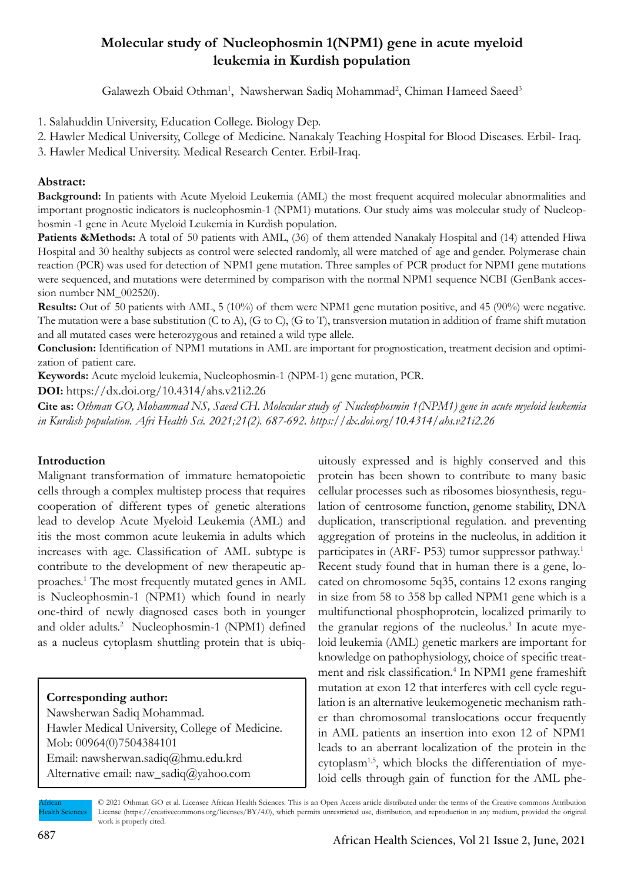# Molecular study of Nucleophosmin 1(NPM1) gene in acute myeloid leukemia in Kurdish population

Galawezh Obaid Othman[1], Nawsherwan Sadiq Mohammad[2], Chiman Hameed Saeed[3]

1. Salahuddin University, Education College. Biology Dep.
2. Hawler Medical University, College of Medicine. Nanakaly Teaching Hospital for Blood Diseases. Erbil- Iraq.
3. Hawler Medical University. Medical Research Center. Erbil-Iraq.

## Abstract:

**Background:** In patients with Acute Myeloid Leukemia (AML) the most frequent acquired molecular abnormalities and important prognostic indicators is nucleophosmin-1 (NPM1) mutations. Our study aims was molecular study of Nucleophosmin -1 gene in Acute Myeloid Leukemia in Kurdish population.

**Patients &Methods:** A total of 50 patients with AML, (36) of them attended Nanakaly Hospital and (14) attended Hiwa Hospital and 30 healthy subjects as control were selected randomly, all were matched of age and gender. Polymerase chain reaction (PCR) was used for detection of NPM1 gene mutation. Three samples of PCR product for NPM1 gene mutations were sequenced, and mutations were determined by comparison with the normal NPM1 sequence NCBI (GenBank accession number NM_002520).

**Results:** Out of 50 patients with AML, 5 (10%) of them were NPM1 gene mutation positive, and 45 (90%) were negative. The mutation were a base substitution (C to A), (G to C), (G to T), transversion mutation in addition of frame shift mutation and all mutated cases were heterozygous and retained a wild type allele.

**Conclusion:** Identification of NPM1 mutations in AML are important for prognostication, treatment decision and optimization of patient care.

**Keywords:** Acute myeloid leukemia, Nucleophosmin-1 (NPM-1) gene mutation, PCR.

**DOI:** https://dx.doi.org/10.4314/ahs.v21i2.26

**Cite as:** *Othman GO, Mohammad NS, Saeed CH. Molecular study of Nucleophosmin 1(NPM1) gene in acute myeloid leukemia in Kurdish population. Afri Health Sci. 2021;21(2). 687-692. https://dx.doi.org/10.4314/ahs.v21i2.26*

## Introduction

Malignant transformation of immature hematopoietic cells through a complex multistep process that requires cooperation of different types of genetic alterations lead to develop Acute Myeloid Leukemia (AML) and itis the most common acute leukemia in adults which increases with age. Classification of AML subtype is contribute to the development of new therapeutic approaches.[1] The most frequently mutated genes in AML is Nucleophosmin-1 (NPM1) which found in nearly one-third of newly diagnosed cases both in younger and older adults.[2] Nucleophosmin-1 (NPM1) defined as a nucleus cytoplasm shuttling protein that is ubiquitously expressed and is highly conserved and this protein has been shown to contribute to many basic cellular processes such as ribosomes biosynthesis, regulation of centrosome function, genome stability, DNA duplication, transcriptional regulation. and preventing aggregation of proteins in the nucleolus, in addition it participates in (ARF- P53) tumor suppressor pathway.[1] Recent study found that in human there is a gene, located on chromosome 5q35, contains 12 exons ranging in size from 58 to 358 bp called NPM1 gene which is a multifunctional phosphoprotein, localized primarily to the granular regions of the nucleolus.[3] In acute myeloid leukemia (AML) genetic markers are important for knowledge on pathophysiology, choice of specific treatment and risk classification.[4] In NPM1 gene frameshift mutation at exon 12 that interferes with cell cycle regulation is an alternative leukemogenetic mechanism rather than chromosomal translocations occur frequently in AML patients an insertion into exon 12 of NPM1 leads to an aberrant localization of the protein in the cytoplasm[1,5], which blocks the differentiation of myeloid cells through gain of function for the AML phe-

**Corresponding author:**
Nawsherwan Sadiq Mohammad.
Hawler Medical University, College of Medicine.
Mob: 00964(0)7504384101
Email: nawsherwan.sadiq@hmu.edu.krd
Alternative email: naw_sadiq@yahoo.com

© 2021 Othman GO et al. Licensee African Health Sciences. This is an Open Access article distributed under the terms of the Creative commons Attribution License (https://creativecommons.org/licenses/BY/4.0), which permits unrestricted use, distribution, and reproduction in any medium, provided the original work is properly cited.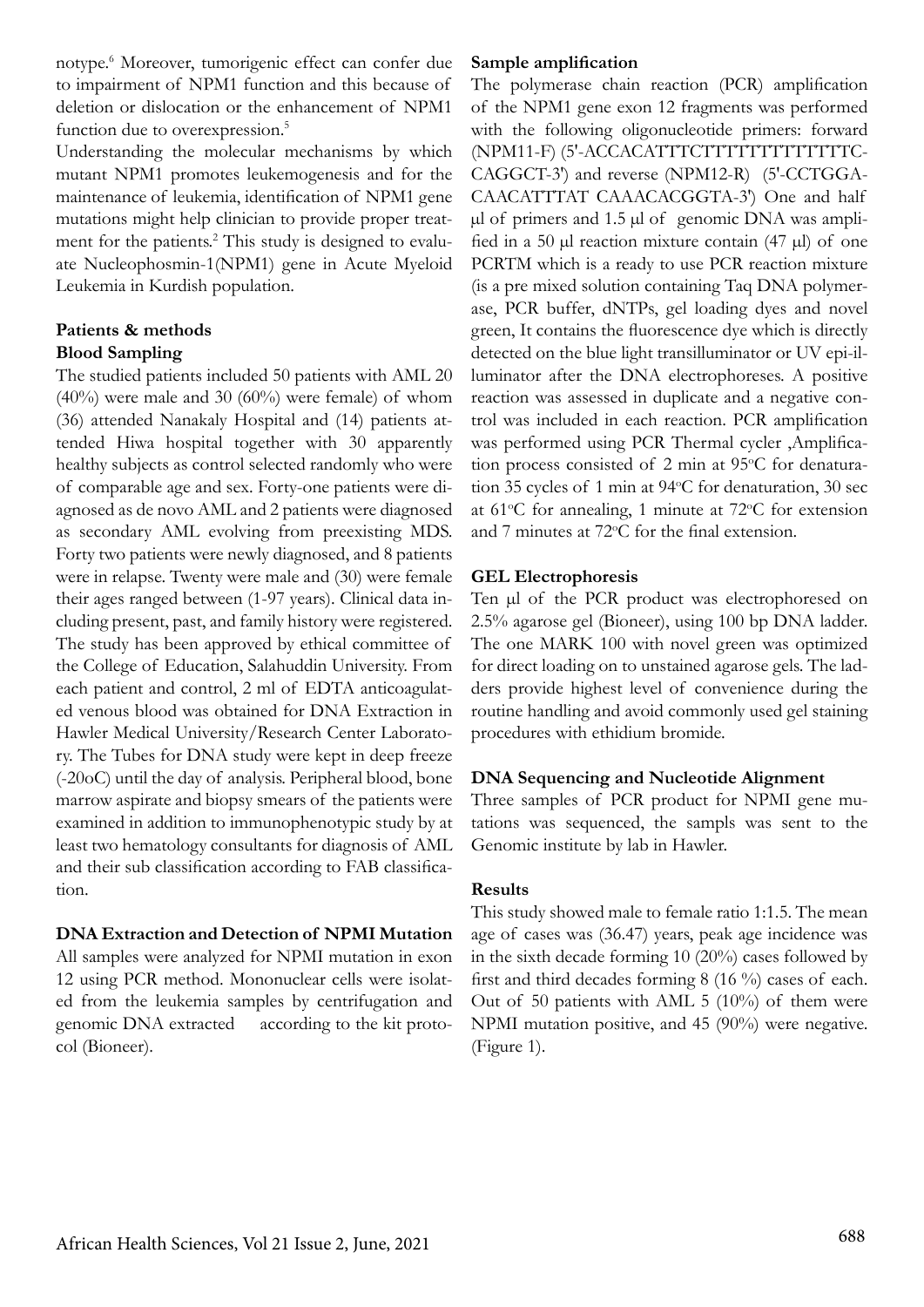notype.[6] Moreover, tumorigenic effect can confer due to impairment of NPM1 function and this because of deletion or dislocation or the enhancement of NPM1 function due to overexpression.[5]

Understanding the molecular mechanisms by which mutant NPM1 promotes leukemogenesis and for the maintenance of leukemia, identification of NPM1 gene mutations might help clinician to provide proper treatment for the patients.[2] This study is designed to evaluate Nucleophosmin-1(NPM1) gene in Acute Myeloid Leukemia in Kurdish population.

## Patients & methods

### Blood Sampling

The studied patients included 50 patients with AML 20 (40%) were male and 30 (60%) were female) of whom (36) attended Nanakaly Hospital and (14) patients attended Hiwa hospital together with 30 apparently healthy subjects as control selected randomly who were of comparable age and sex. Forty-one patients were diagnosed as de novo AML and 2 patients were diagnosed as secondary AML evolving from preexisting MDS. Forty two patients were newly diagnosed, and 8 patients were in relapse. Twenty were male and (30) were female their ages ranged between (1-97 years). Clinical data including present, past, and family history were registered. The study has been approved by ethical committee of the College of Education, Salahuddin University. From each patient and control, 2 ml of EDTA anticoagulated venous blood was obtained for DNA Extraction in Hawler Medical University/Research Center Laboratory. The Tubes for DNA study were kept in deep freeze (-20oC) until the day of analysis. Peripheral blood, bone marrow aspirate and biopsy smears of the patients were examined in addition to immunophenotypic study by at least two hematology consultants for diagnosis of AML and their sub classification according to FAB classification.

### DNA Extraction and Detection of NPMI Mutation

All samples were analyzed for NPMI mutation in exon 12 using PCR method. Mononuclear cells were isolated from the leukemia samples by centrifugation and genomic DNA extracted according to the kit protocol (Bioneer).

### Sample amplification

The polymerase chain reaction (PCR) amplification of the NPM1 gene exon 12 fragments was performed with the following oligonucleotide primers: forward (NPM11-F) (5'-ACCACATTTCTTTTTTTTTTTTTC-CAGGCT-3') and reverse (NPM12-R) (5'-CCTGGA-CAACATTTAT CAAACACGGTA-3') One and half µl of primers and 1.5 µl of genomic DNA was amplified in a 50 µl reaction mixture contain (47 µl) of one PCRTM which is a ready to use PCR reaction mixture (is a pre mixed solution containing Taq DNA polymerase, PCR buffer, dNTPs, gel loading dyes and novel green, It contains the fluorescence dye which is directly detected on the blue light transilluminator or UV epi-illuminator after the DNA electrophoreses. A positive reaction was assessed in duplicate and a negative control was included in each reaction. PCR amplification was performed using PCR Thermal cycler ,Amplification process consisted of 2 min at 95°C for denaturation 35 cycles of 1 min at 94°C for denaturation, 30 sec at 61°C for annealing, 1 minute at 72°C for extension and 7 minutes at 72°C for the final extension.

### GEL Electrophoresis

Ten µl of the PCR product was electrophoresed on 2.5% agarose gel (Bioneer), using 100 bp DNA ladder. The one MARK 100 with novel green was optimized for direct loading on to unstained agarose gels. The ladders provide highest level of convenience during the routine handling and avoid commonly used gel staining procedures with ethidium bromide.

### DNA Sequencing and Nucleotide Alignment

Three samples of PCR product for NPMI gene mutations was sequenced, the sampls was sent to the Genomic institute by lab in Hawler.

## Results

This study showed male to female ratio 1:1.5. The mean age of cases was (36.47) years, peak age incidence was in the sixth decade forming 10 (20%) cases followed by first and third decades forming 8 (16 %) cases of each. Out of 50 patients with AML 5 (10%) of them were NPMI mutation positive, and 45 (90%) were negative. (Figure 1).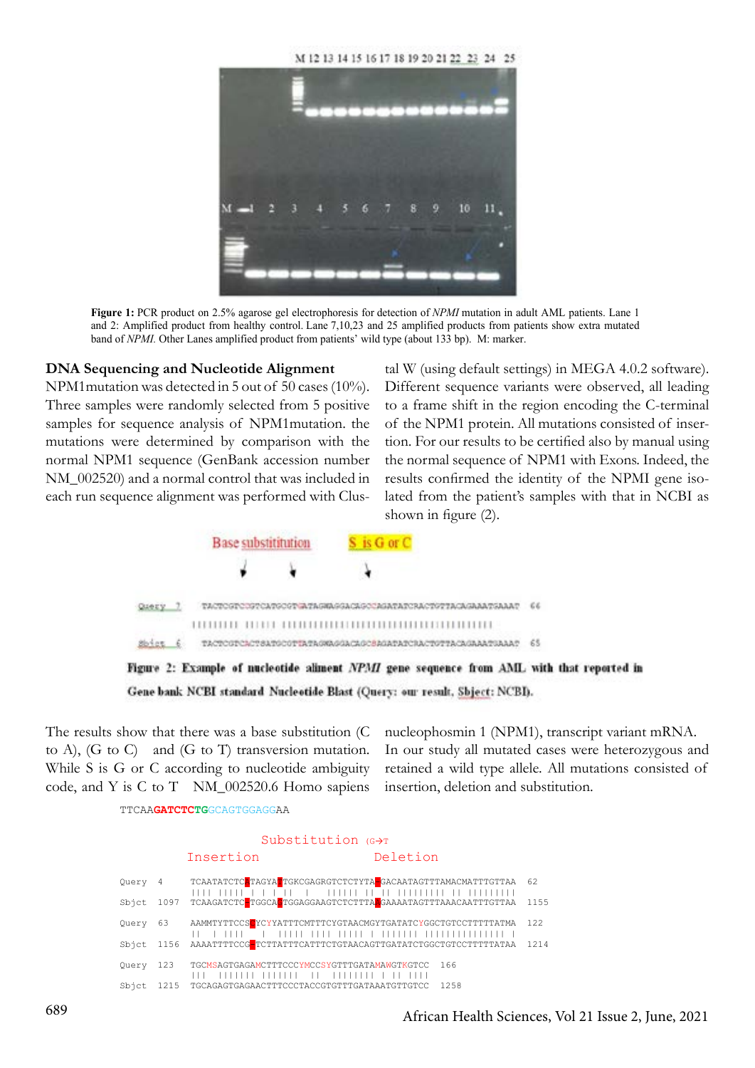**Figure 1:** PCR product on 2.5% agarose gel electrophoresis for detection of *NPMI* mutation in adult AML patients. Lane 1 and 2: Amplified product from healthy control. Lane 7,10,23 and 25 amplified products from patients show extra mutated band of *NPMI*. Other Lanes amplified product from patients' wild type (about 133 bp). M: marker.

### DNA Sequencing and Nucleotide Alignment

NPM1mutation was detected in 5 out of 50 cases (10%). Three samples were randomly selected from 5 positive samples for sequence analysis of NPM1mutation. the mutations were determined by comparison with the normal NPM1 sequence (GenBank accession number NM_002520) and a normal control that was included in each run sequence alignment was performed with Clustal W (using default settings) in MEGA 4.0.2 software). Different sequence variants were observed, all leading to a frame shift in the region encoding the C-terminal of the NPM1 protein. All mutations consisted of insertion. For our results to be certified also by manual using the normal sequence of NPM1 with Exons. Indeed, the results confirmed the identity of the NPMI gene isolated from the patient's samples with that in NCBI as shown in figure (2).

Base substitution S is G or C

```
Query  7   TACTCGTCCGTCATGCGTGATAGWAGGACAGCCAGATATCRACTGTTACAGAAATGAAAT  66
           ||||||||| |||||| |||||||||||||||||||||||||||||||||||||||||||
Sbjct  6   TACTCGTCACTGATGCGTTATAGWAGGACAGCSAGATATCRACTGTTACAGAAATGAAAT  65
```

**Figure 2:** Example of nucleotide aliment *NPMI* gene sequence from AML with that reported in Gene bank NCBI standard Nucleotide Blast (Query: our result, Sbject: NCBI).

The results show that there was a base substitution (C to A), (G to C) and (G to T) transversion mutation. While S is G or C according to nucleotide ambiguity code, and Y is C to T NM_002520.6 Homo sapiens nucleophosmin 1 (NPM1), transcript variant mRNA. In our study all mutated cases were heterozygous and retained a wild type allele. All mutations consisted of insertion, deletion and substitution.

```
TTCAAGATCTCTGGCAGTGGAGGAA

                    Substitution (G→T
        Insertion                    Deletion

Query  4     TCAATATCTCTTAGYATTGKCGAGRGTCTCTYTAGGACAATAGTTTAMACMATTTGTTAA  62
             |||| |||||  | | | ||   |    |||||| || || ||||||||| || |||||||||
Sbjct  1097  TCAAGATCTCTTGGCAGTGGAGGAAGTCTCTTTAGGAAAATAGTTTAAACAATTTGTTAA  1155

Query  63    AAMMTYTTCCSTYCYYATTTCMTTTCYGTAACMGYTGATATCYGGCTGTCCTTTTTATMA  122
             ||   |  ||||    |   ||||| |||| ||||| | ||||||| |||||||||||||| |
Sbjct  1156  AAAATTTTCCG-TCTTATTTCATTTCTGTAACAGTTGATATCTGGCTGTCCTTTTTATAA  1214

Query  123   TGCMSAGTGAGAMCTTTCCYMCCSYGTTTGATAMAWGTKGTCC  166
             |||  ||||||| |||||||  ||   |||||||| | || ||||
Sbjct  1215  TGCAGAGTGAGAACTTTCCCTACCGTGTTTGATAAATGTTGTCC  1258
```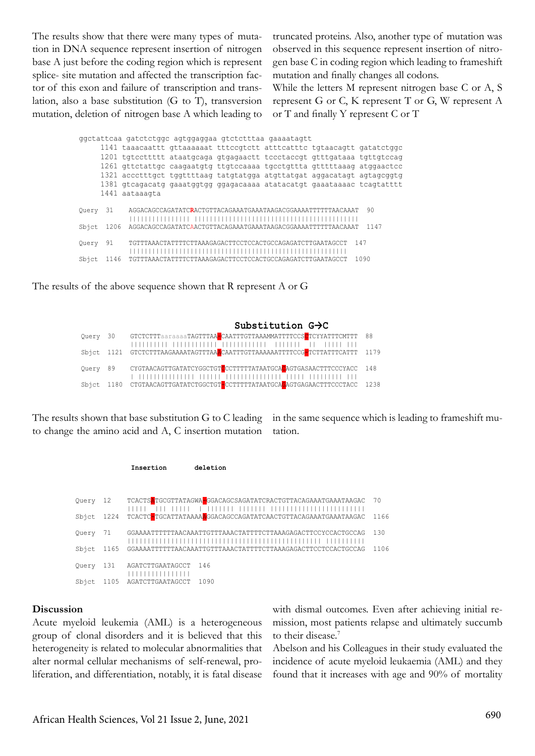The results show that there were many types of mutation in DNA sequence represent insertion of nitrogen base A just before the coding region which is represent splice- site mutation and affected the transcription factor of this exon and failure of transcription and translation, also a base substitution (G to T), transversion mutation, deletion of nitrogen base A which leading to truncated proteins. Also, another type of mutation was observed in this sequence represent insertion of nitrogen base C in coding region which leading to frameshift mutation and finally changes all codons.

While the letters M represent nitrogen base C or A, S represent G or C, K represent T or G, W represent A or T and finally Y represent C or T

```
ggctattcaa gatctctggc agtggaggaa gtctctttaa gaaaatagtt
     1141 taaacaattt gttaaaaaat tttccgtctt atttcatttc tgtaacagtt gatatctggc
     1201 tgtccttttt ataatgcaga gtgagaactt tccctaccgt gtttgataaa tgttgtccag
     1261 gttctattgc caagaatgtg ttgtccaaaa tgcctgttta gtttttaaag atggaactcc
     1321 accctttgct tggttttaag tatgtatgga atgttatgat aggacatagt agtagcggtg
     1381 gtcagacatg gaaatggtgg ggagacaaaa atatacatgt gaaataaaac tcagtatttt
     1441 aataaagta

Query  31    AGGACAGCCAGATATCRACTGTTACAGAAATGAAATAAGACGGAAAATTTTTTAACAAAT  90
             |||||||||||||||| |||||||||||||||||||||||||||||||||||||||||||
Sbjct  1206  AGGACAGCCAGATATCAACTGTTACAGAAATGAAATAAGACGGAAAATTTTTTAACAAAT  1147

Query  91    TGTTTAAACTATTTTCTTAAAGAGACTTCCTCCACTGCCAGAGATCTTGAATAGCCT  147
             |||||||||||||||||||||||||||||||||||||||||||||||||||||||||
Sbjct  1146  TGTTTAAACTATTTTCTTAAAGAGACTTCCTCCACTGCCAGAGATCTTGAATAGCCT  1090
```

The results of the above sequence shown that R represent A or G

```
                              Substitution G→C
Query  30    GTCTCTTTaaraaaaTAGTTTAACCAATTTGTTAAAMMATTTTCCSTCYYATTTCMTTT  88
             ||||||||| ||||||||||| |||||||||||  ||||||  ||  |||| |||
Sbjct  1121  GTCTCTTTAAGAAAATAGTTTAAACAATTTGTTAAAAAATTTTCCGTCTTATTTCATTT  1179

Query  89    CYGTAACAGTTGATATCYGGCTGTCCCTTTTTATAATGCAGAGTGASAACTTTCCCYACC  148
             | |||||||||||||| |||||| |||||||||||||| ||||| |||||||| |||
Sbjct  1180  CTGTAACAGTTGATATCTGGCTGTCCCTTTTTATAATGCAGAGTGAGAACTTTCCCTACC  1238
```

The results shown that base substitution G to C leading to change the amino acid and A, C insertion mutation in the same sequence which is leading to frameshift mutation.

```
             Insertion       deletion

Query  12    TCACTSTTGCGTTATAGWAAGGACAGCSAGATATCRACTGTTACAGAAATGAAATAAGAC  70
             |||||  ||| |||||  | |||||| |||||| ||||||||||||||||||||||
Sbjct  1224  TCACTC-TGCATTATAAAA-GGACAGCCAGATATCAACTGTTACAGAAATGAAATAAGAC  1166

Query  71    GGAAAATTTTTTAACAAATTGTTTAAACTATTTTCTTAAAGAGACTTCCYCCACTGCCAG  130
             ||||||||||||||||||||||||||||||||||||||||||||||||| ||||||||||
Sbjct  1165  GGAAAATTTTTTAACAAATTGTTTAAACTATTTTCTTAAAGAGACTTCCTCCACTGCCAG  1106

Query  131   AGATCTTGAATAGCCT  146
             ||||||||||||||||
Sbjct  1105  AGATCTTGAATAGCCT  1090
```

## Discussion

Acute myeloid leukemia (AML) is a heterogeneous group of clonal disorders and it is believed that this heterogeneity is related to molecular abnormalities that alter normal cellular mechanisms of self-renewal, proliferation, and differentiation, notably, it is fatal disease with dismal outcomes. Even after achieving initial remission, most patients relapse and ultimately succumb to their disease.[7]

Abelson and his Colleagues in their study evaluated the incidence of acute myeloid leukaemia (AML) and they found that it increases with age and 90% of mortality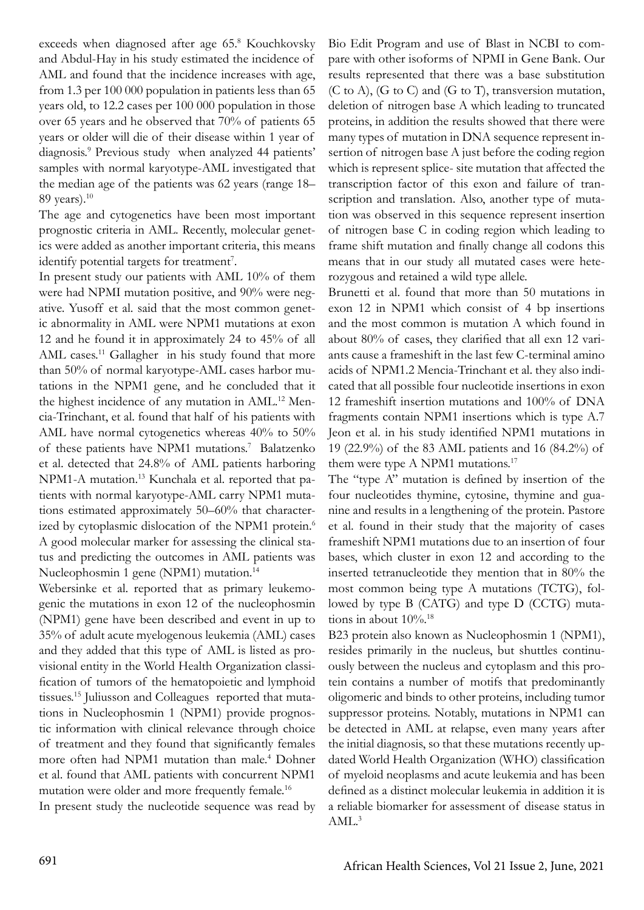exceeds when diagnosed after age 65.[8] Kouchkovsky and Abdul-Hay in his study estimated the incidence of AML and found that the incidence increases with age, from 1.3 per 100 000 population in patients less than 65 years old, to 12.2 cases per 100 000 population in those over 65 years and he observed that 70% of patients 65 years or older will die of their disease within 1 year of diagnosis.[9] Previous study when analyzed 44 patients' samples with normal karyotype-AML investigated that the median age of the patients was 62 years (range 18–89 years).[10]

The age and cytogenetics have been most important prognostic criteria in AML. Recently, molecular genetics were added as another important criteria, this means identify potential targets for treatment[7].

In present study our patients with AML 10% of them were had NPMI mutation positive, and 90% were negative. Yusoff et al. said that the most common genetic abnormality in AML were NPM1 mutations at exon 12 and he found it in approximately 24 to 45% of all AML cases.[11] Gallagher in his study found that more than 50% of normal karyotype-AML cases harbor mutations in the NPM1 gene, and he concluded that it the highest incidence of any mutation in AML.[12] Mencia-Trinchant, et al. found that half of his patients with AML have normal cytogenetics whereas 40% to 50% of these patients have NPM1 mutations.[7] Balatzenko et al. detected that 24.8% of AML patients harboring NPM1-A mutation.[13] Kunchala et al. reported that patients with normal karyotype-AML carry NPM1 mutations estimated approximately 50–60% that characterized by cytoplasmic dislocation of the NPM1 protein.[6] A good molecular marker for assessing the clinical status and predicting the outcomes in AML patients was Nucleophosmin 1 gene (NPM1) mutation.[14]

Webersinke et al. reported that as primary leukemogenic the mutations in exon 12 of the nucleophosmin (NPM1) gene have been described and event in up to 35% of adult acute myelogenous leukemia (AML) cases and they added that this type of AML is listed as provisional entity in the World Health Organization classification of tumors of the hematopoietic and lymphoid tissues.[15] Juliusson and Colleagues reported that mutations in Nucleophosmin 1 (NPM1) provide prognostic information with clinical relevance through choice of treatment and they found that significantly females more often had NPM1 mutation than male.[4] Dohner et al. found that AML patients with concurrent NPM1 mutation were older and more frequently female.[16]

In present study the nucleotide sequence was read by Bio Edit Program and use of Blast in NCBI to compare with other isoforms of NPMI in Gene Bank. Our results represented that there was a base substitution (C to A), (G to C) and (G to T), transversion mutation, deletion of nitrogen base A which leading to truncated proteins, in addition the results showed that there were many types of mutation in DNA sequence represent insertion of nitrogen base A just before the coding region which is represent splice- site mutation that affected the transcription factor of this exon and failure of transcription and translation. Also, another type of mutation was observed in this sequence represent insertion of nitrogen base C in coding region which leading to frame shift mutation and finally change all codons this means that in our study all mutated cases were heterozygous and retained a wild type allele.

Brunetti et al. found that more than 50 mutations in exon 12 in NPM1 which consist of 4 bp insertions and the most common is mutation A which found in about 80% of cases, they clarified that all exn 12 variants cause a frameshift in the last few C-terminal amino acids of NPM1.[2] Mencia-Trinchant et al. they also indicated that all possible four nucleotide insertions in exon 12 frameshift insertion mutations and 100% of DNA fragments contain NPM1 insertions which is type A.[7] Jeon et al. in his study identified NPM1 mutations in 19 (22.9%) of the 83 AML patients and 16 (84.2%) of them were type A NPM1 mutations.[17]

The "type A" mutation is defined by insertion of the four nucleotides thymine, cytosine, thymine and guanine and results in a lengthening of the protein. Pastore et al. found in their study that the majority of cases frameshift NPM1 mutations due to an insertion of four bases, which cluster in exon 12 and according to the inserted tetranucleotide they mention that in 80% the most common being type A mutations (TCTG), followed by type B (CATG) and type D (CCTG) mutations in about 10%.[18]

B23 protein also known as Nucleophosmin 1 (NPM1), resides primarily in the nucleus, but shuttles continuously between the nucleus and cytoplasm and this protein contains a number of motifs that predominantly oligomeric and binds to other proteins, including tumor suppressor proteins. Notably, mutations in NPM1 can be detected in AML at relapse, even many years after the initial diagnosis, so that these mutations recently updated World Health Organization (WHO) classification of myeloid neoplasms and acute leukemia and has been defined as a distinct molecular leukemia in addition it is a reliable biomarker for assessment of disease status in AML.[3]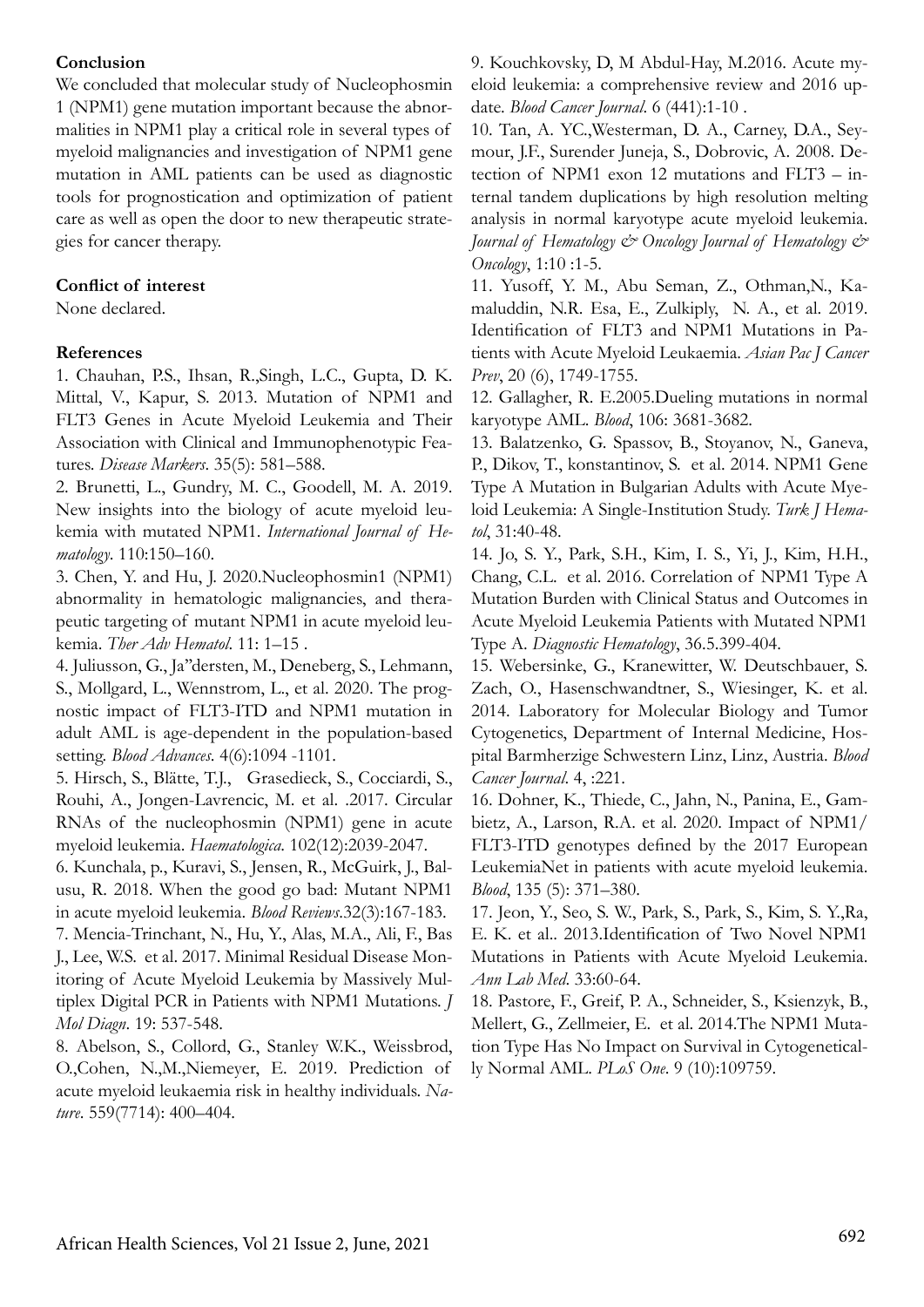## Conclusion

We concluded that molecular study of Nucleophosmin 1 (NPM1) gene mutation important because the abnormalities in NPM1 play a critical role in several types of myeloid malignancies and investigation of NPM1 gene mutation in AML patients can be used as diagnostic tools for prognostication and optimization of patient care as well as open the door to new therapeutic strategies for cancer therapy.

## Conflict of interest

None declared.

## References

1. Chauhan, P.S., Ihsan, R.,Singh, L.C., Gupta, D. K. Mittal, V., Kapur, S. 2013. Mutation of NPM1 and FLT3 Genes in Acute Myeloid Leukemia and Their Association with Clinical and Immunophenotypic Features. *Disease Markers*. 35(5): 581–588.
2. Brunetti, L., Gundry, M. C., Goodell, M. A. 2019. New insights into the biology of acute myeloid leukemia with mutated NPM1. *International Journal of Hematology*. 110:150–160.
3. Chen, Y. and Hu, J. 2020.Nucleophosmin1 (NPM1) abnormality in hematologic malignancies, and therapeutic targeting of mutant NPM1 in acute myeloid leukemia. *Ther Adv Hematol*. 11: 1–15 .
4. Juliusson, G., Ja"dersten, M., Deneberg, S., Lehmann, S., Mollgard, L., Wennstrom, L., et al. 2020. The prognostic impact of FLT3-ITD and NPM1 mutation in adult AML is age-dependent in the population-based setting. *Blood Advances*. 4(6):1094 -1101.
5. Hirsch, S., Blätte, T.J., Grasedieck, S., Cocciardi, S., Rouhi, A., Jongen-Lavrencic, M. et al. .2017. Circular RNAs of the nucleophosmin (NPM1) gene in acute myeloid leukemia. *Haematologica*. 102(12):2039-2047.
6. Kunchala, p., Kuravi, S., Jensen, R., McGuirk, J., Balusu, R. 2018. When the good go bad: Mutant NPM1 in acute myeloid leukemia. *Blood Reviews*.32(3):167-183.
7. Mencia-Trinchant, N., Hu, Y., Alas, M.A., Ali, F., Bas J., Lee, W.S. et al. 2017. Minimal Residual Disease Monitoring of Acute Myeloid Leukemia by Massively Multiplex Digital PCR in Patients with NPM1 Mutations. *J Mol Diagn*. 19: 537-548.
8. Abelson, S., Collord, G., Stanley W.K., Weissbrod, O.,Cohen, N.,M.,Niemeyer, E. 2019. Prediction of acute myeloid leukaemia risk in healthy individuals. *Nature*. 559(7714): 400–404.
9. Kouchkovsky, D, M Abdul-Hay, M.2016. Acute myeloid leukemia: a comprehensive review and 2016 update. *Blood Cancer Journal*. 6 (441):1-10 .
10. Tan, A. YC.,Westerman, D. A., Carney, D.A., Seymour, J.F., Surender Juneja, S., Dobrovic, A. 2008. Detection of NPM1 exon 12 mutations and FLT3 – internal tandem duplications by high resolution melting analysis in normal karyotype acute myeloid leukemia. *Journal of Hematology & Oncology Journal of Hematology & Oncology*, 1:10 :1-5.
11. Yusoff, Y. M., Abu Seman, Z., Othman,N., Kamaluddin, N.R. Esa, E., Zulkiply, N. A., et al. 2019. Identification of FLT3 and NPM1 Mutations in Patients with Acute Myeloid Leukaemia. *Asian Pac J Cancer Prev*, 20 (6), 1749-1755.
12. Gallagher, R. E.2005.Dueling mutations in normal karyotype AML. *Blood*, 106: 3681-3682.
13. Balatzenko, G. Spassov, B., Stoyanov, N., Ganeva, P., Dikov, T., konstantinov, S. et al. 2014. NPM1 Gene Type A Mutation in Bulgarian Adults with Acute Myeloid Leukemia: A Single-Institution Study. *Turk J Hematol*, 31:40-48.
14. Jo, S. Y., Park, S.H., Kim, I. S., Yi, J., Kim, H.H., Chang, C.L. et al. 2016. Correlation of NPM1 Type A Mutation Burden with Clinical Status and Outcomes in Acute Myeloid Leukemia Patients with Mutated NPM1 Type A. *Diagnostic Hematology*, 36.5.399-404.
15. Webersinke, G., Kranewitter, W. Deutschbauer, S. Zach, O., Hasenschwandtner, S., Wiesinger, K. et al. 2014. Laboratory for Molecular Biology and Tumor Cytogenetics, Department of Internal Medicine, Hospital Barmherzige Schwestern Linz, Linz, Austria. *Blood Cancer Journal*. 4, :221.
16. Dohner, K., Thiede, C., Jahn, N., Panina, E., Gambietz, A., Larson, R.A. et al. 2020. Impact of NPM1/ FLT3-ITD genotypes defined by the 2017 European LeukemiaNet in patients with acute myeloid leukemia. *Blood*, 135 (5): 371–380.
17. Jeon, Y., Seo, S. W., Park, S., Park, S., Kim, S. Y.,Ra, E. K. et al.. 2013.Identification of Two Novel NPM1 Mutations in Patients with Acute Myeloid Leukemia. *Ann Lab Med*. 33:60-64.
18. Pastore, F., Greif, P. A., Schneider, S., Ksienzyk, B., Mellert, G., Zellmeier, E. et al. 2014.The NPM1 Mutation Type Has No Impact on Survival in Cytogenetically Normal AML. *PLoS One*. 9 (10):109759.